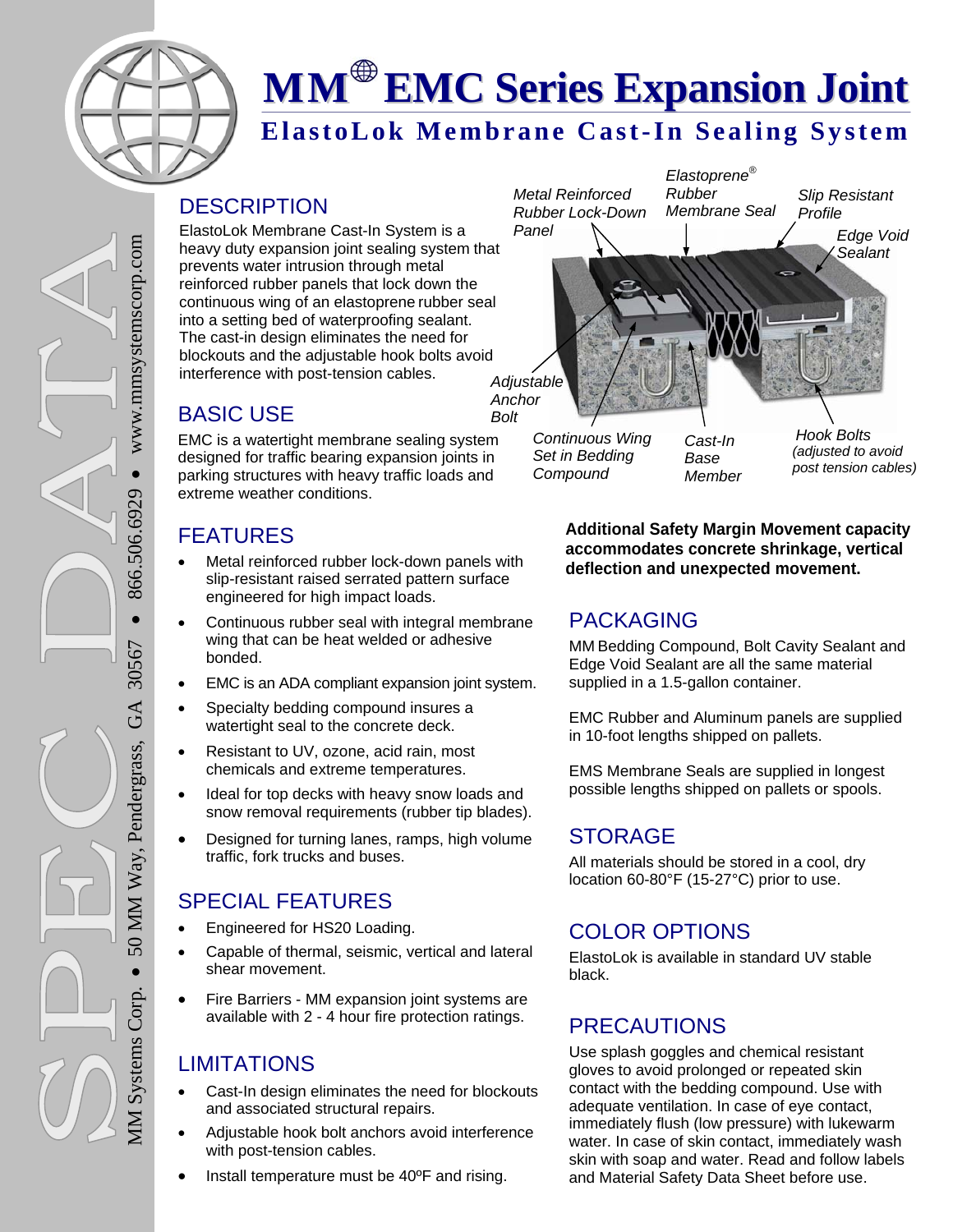# MM® EMC Series Expansion Joint

## ElastoLok Membrane Cast-In Sealing System

## DESCRIPTION

ElastoLok Membrane Cast-In System is a heavy duty expansion joint sealing system that prevents water intrusion through metal reinforced rubber panels that lock down the continuous wing of an elastoprene rubber seal into a setting bed of waterproofing sealant. The cast-in design eliminates the need for blockouts and the adjustable hook bolts avoid interference with post-tension cables.

*Metal Reinforced Rubber Lock-Down Panel*

*Elastoprene® Rubber Membrane Seal*

*Slip Resistant Profile*

*Edge Void Sealant*

*Adjustable Anchor Bolt*

*Continuous Wing Set in Bedding Compound*

*Cast-In Base Member*

*Hook Bolts (adjusted to avoid post tension cables)*

## BASIC USE

EMC is a watertight membrane sealing system designed for traffic bearing expansion joints in parking structures with heavy traffic loads and extreme weather conditions.

## FEATURES

- Metal reinforced rubber lock-down panels with slip-resistant raised serrated pattern surface engineered for high impact loads.
- Continuous rubber seal with integral membrane wing that can be heat welded or adhesive bonded.
- EMC is an ADA compliant expansion joint system.
- Specialty bedding compound insures a watertight seal to the concrete deck.
- Resistant to UV, ozone, acid rain, most chemicals and extreme temperatures.
- Ideal for top decks with heavy snow loads and snow removal requirements (rubber tip blades).
- Designed for turning lanes, ramps, high volume traffic, fork trucks and buses.

## SPECIAL FEATURES

- Engineered for HS20 Loading.
- Capable of thermal, seismic, vertical and lateral shear movement.
- Fire Barriers - MM expansion joint systems are available with 2 - 4 hour fire protection ratings.

## LIMITATIONS

- Cast-In design eliminates the need for blockouts and associated structural repairs.
- Adjustable hook bolt anchors avoid interference with post-tension cables.
- Install temperature must be 40ºF and rising.

**Additional Safety Margin Movement capacity accommodates concrete shrinkage, vertical deflection and unexpected movement.**

## PACKAGING

MM Bedding Compound, Bolt Cavity Sealant and Edge Void Sealant are all the same material supplied in a 1.5-gallon container.

EMC Rubber and Aluminum panels are supplied in 10-foot lengths shipped on pallets.

EMS Membrane Seals are supplied in longest possible lengths shipped on pallets or spools.

## STORAGE

All materials should be stored in a cool, dry location 60-80°F (15-27°C) prior to use.

## COLOR OPTIONS

ElastoLok is available in standard UV stable black.

## PRECAUTIONS

Use splash goggles and chemical resistant gloves to avoid prolonged or repeated skin contact with the bedding compound. Use with adequate ventilation. In case of eye contact, immediately flush (low pressure) with lukewarm water. In case of skin contact, immediately wash skin with soap and water. Read and follow labels and Material Safety Data Sheet before use.

MM Systems Corp. • 50 MM Way, Pendergrass, GA 30567 • 866.506.6929 • www.mmsystemscorp.com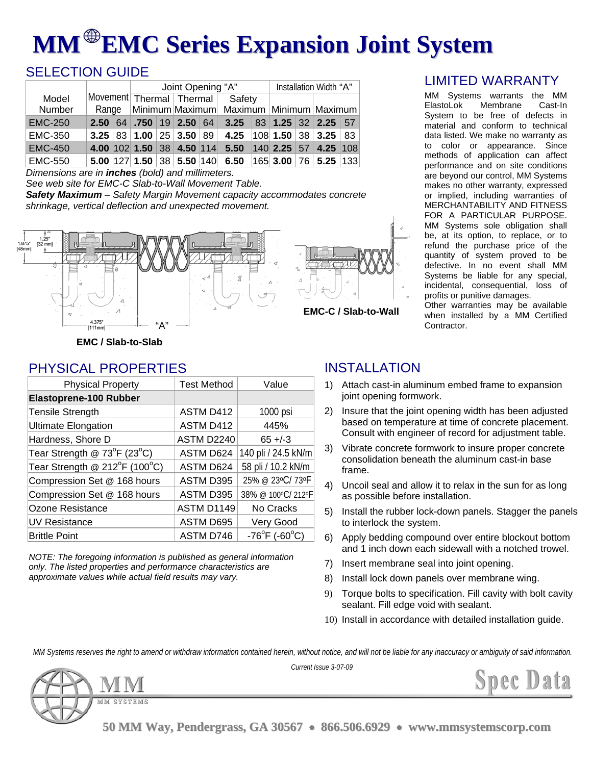# MM EMC Series Expansion Joint System

## SELECTION GUIDE

| Model Number | Movement Range | | Joint Opening "A" Thermal Minimum | | Thermal Maximum | | Safety Maximum | | Installation Width "A" Minimum | | Maximum | |
|---|---|---|---|---|---|---|---|---|---|---|---|---|
| EMC-250 | **2.50** | 64 | **.750** | 19 | **2.50** | 64 | **3.25** | 83 | **1.25** | 32 | **2.25** | 57 |
| EMC-350 | **3.25** | 83 | **1.00** | 25 | **3.50** | 89 | **4.25** | 108 | **1.50** | 38 | **3.25** | 83 |
| EMC-450 | **4.00** | 102 | **1.50** | 38 | **4.50** | 114 | **5.50** | 140 | **2.25** | 57 | **4.25** | 108 |
| EMC-550 | **5.00** | 127 | **1.50** | 38 | **5.50** | 140 | **6.50** | 165 | **3.00** | 76 | **5.25** | 133 |

*Dimensions are in **inches** (bold) and millimeters.*

*See web site for EMC-C Slab-to-Wall Movement Table.*

***Safety Maximum** – Safety Margin Movement capacity accommodates concrete shrinkage, vertical deflection and unexpected movement.*

1.875" [48mm]

1.25" [32 mm]

4.375" [111mm]

"A"

**EMC / Slab-to-Slab**

**EMC-C / Slab-to-Wall**

## LIMITED WARRANTY

MM Systems warrants the MM ElastoLok Membrane Cast-In System to be free of defects in material and conform to technical data listed. We make no warranty as to color or appearance. Since methods of application can affect performance and on site conditions are beyond our control, MM Systems makes no other warranty, expressed or implied, including warranties of MERCHANTABILITY AND FITNESS FOR A PARTICULAR PURPOSE. MM Systems sole obligation shall be, at its option, to replace, or to refund the purchase price of the quantity of system proved to be defective. In no event shall MM Systems be liable for any special, incidental, consequential, loss of profits or punitive damages.

Other warranties may be available when installed by a MM Certified Contractor.

## PHYSICAL PROPERTIES

| Physical Property | Test Method | Value |
|---|---|---|
| **Elastoprene-100 Rubber** | | |
| Tensile Strength | ASTM D412 | 1000 psi |
| Ultimate Elongation | ASTM D412 | 445% |
| Hardness, Shore D | ASTM D2240 | 65 +/-3 |
| Tear Strength @ 73°F (23°C) | ASTM D624 | 140 pli / 24.5 kN/m |
| Tear Strength @ 212°F (100°C) | ASTM D624 | 58 pli / 10.2 kN/m |
| Compression Set @ 168 hours | ASTM D395 | 25% @ 23°C/ 73°F |
| Compression Set @ 168 hours | ASTM D395 | 38% @ 100°C/ 212°F |
| Ozone Resistance | ASTM D1149 | No Cracks |
| UV Resistance | ASTM D695 | Very Good |
| Brittle Point | ASTM D746 | -76°F (-60°C) |

*NOTE: The foregoing information is published as general information only. The listed properties and performance characteristics are approximate values while actual field results may vary.*

## INSTALLATION

1) Attach cast-in aluminum embed frame to expansion joint opening formwork.
2) Insure that the joint opening width has been adjusted based on temperature at time of concrete placement. Consult with engineer of record for adjustment table.
3) Vibrate concrete formwork to insure proper concrete consolidation beneath the aluminum cast-in base frame.
4) Uncoil seal and allow it to relax in the sun for as long as possible before installation.
5) Install the rubber lock-down panels. Stagger the panels to interlock the system.
6) Apply bedding compound over entire blockout bottom and 1 inch down each sidewall with a notched trowel.
7) Insert membrane seal into joint opening.
8) Install lock down panels over membrane wing.
9) Torque bolts to specification. Fill cavity with bolt cavity sealant. Fill edge void with sealant.
10) Install in accordance with detailed installation guide.

*MM Systems reserves the right to amend or withdraw information contained herein, without notice, and will not be liable for any inaccuracy or ambiguity of said information.*

*Current Issue 3-07-09*

MM SYSTEMS

Spec Data

**50 MM Way, Pendergrass, GA 30567 • 866.506.6929 • www.mmsystemscorp.com**